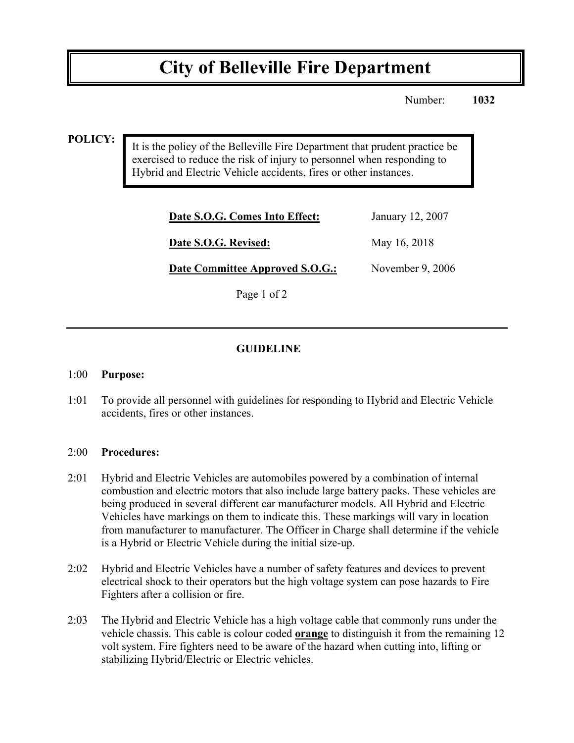# City of Belleville Fire Department

Number: **1032**

**POLICY:**

It is the policy of the Belleville Fire Department that prudent practice be exercised to reduce the risk of injury to personnel when responding to Hybrid and Electric Vehicle accidents, fires or other instances.

| | |
|---|---|
| **Date S.O.G. Comes Into Effect:** | January 12, 2007 |
| **Date S.O.G. Revised:** | May 16, 2018 |
| **Date Committee Approved S.O.G.:** | November 9, 2006 |

---

## GUIDELINE

1:00 **Purpose:**

1:01 To provide all personnel with guidelines for responding to Hybrid and Electric Vehicle accidents, fires or other instances.

2:00 **Procedures:**

2:01 Hybrid and Electric Vehicles are automobiles powered by a combination of internal combustion and electric motors that also include large battery packs. These vehicles are being produced in several different car manufacturer models. All Hybrid and Electric Vehicles have markings on them to indicate this. These markings will vary in location from manufacturer to manufacturer. The Officer in Charge shall determine if the vehicle is a Hybrid or Electric Vehicle during the initial size-up.

2:02 Hybrid and Electric Vehicles have a number of safety features and devices to prevent electrical shock to their operators but the high voltage system can pose hazards to Fire Fighters after a collision or fire.

2:03 The Hybrid and Electric Vehicle has a high voltage cable that commonly runs under the vehicle chassis. This cable is colour coded **orange** to distinguish it from the remaining 12 volt system. Fire fighters need to be aware of the hazard when cutting into, lifting or stabilizing Hybrid/Electric or Electric vehicles.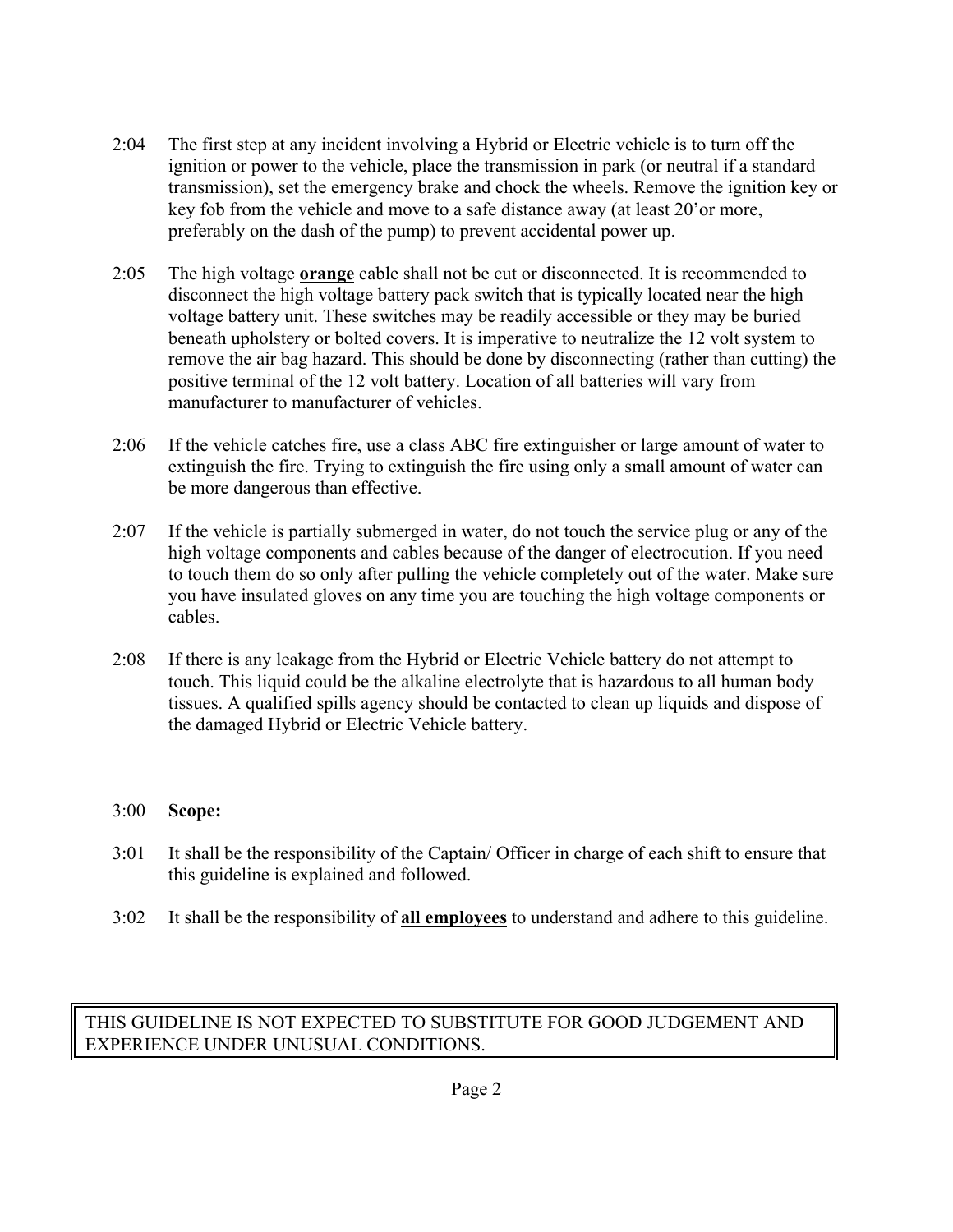2:04 The first step at any incident involving a Hybrid or Electric vehicle is to turn off the ignition or power to the vehicle, place the transmission in park (or neutral if a standard transmission), set the emergency brake and chock the wheels. Remove the ignition key or key fob from the vehicle and move to a safe distance away (at least 20'or more, preferably on the dash of the pump) to prevent accidental power up.

2:05 The high voltage **<u>orange</u>** cable shall not be cut or disconnected. It is recommended to disconnect the high voltage battery pack switch that is typically located near the high voltage battery unit. These switches may be readily accessible or they may be buried beneath upholstery or bolted covers. It is imperative to neutralize the 12 volt system to remove the air bag hazard. This should be done by disconnecting (rather than cutting) the positive terminal of the 12 volt battery. Location of all batteries will vary from manufacturer to manufacturer of vehicles.

2:06 If the vehicle catches fire, use a class ABC fire extinguisher or large amount of water to extinguish the fire. Trying to extinguish the fire using only a small amount of water can be more dangerous than effective.

2:07 If the vehicle is partially submerged in water, do not touch the service plug or any of the high voltage components and cables because of the danger of electrocution. If you need to touch them do so only after pulling the vehicle completely out of the water. Make sure you have insulated gloves on any time you are touching the high voltage components or cables.

2:08 If there is any leakage from the Hybrid or Electric Vehicle battery do not attempt to touch. This liquid could be the alkaline electrolyte that is hazardous to all human body tissues. A qualified spills agency should be contacted to clean up liquids and dispose of the damaged Hybrid or Electric Vehicle battery.

3:00 **Scope:**

3:01 It shall be the responsibility of the Captain/ Officer in charge of each shift to ensure that this guideline is explained and followed.

3:02 It shall be the responsibility of **<u>all employees</u>** to understand and adhere to this guideline.

THIS GUIDELINE IS NOT EXPECTED TO SUBSTITUTE FOR GOOD JUDGEMENT AND EXPERIENCE UNDER UNUSUAL CONDITIONS.